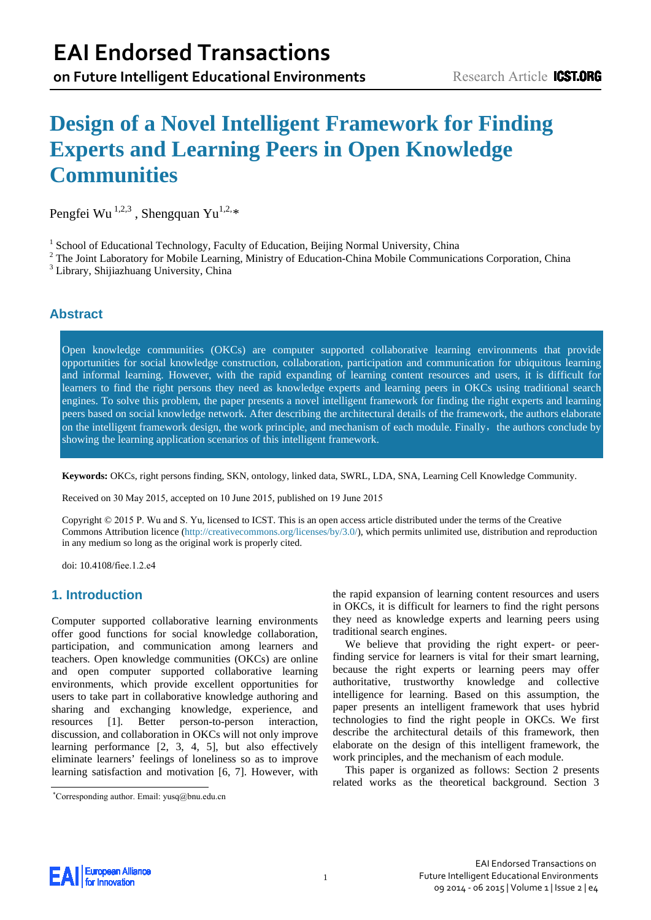# Design of a Novel Intelligent Framework for Finding Experts and Learning Peers in Open Knowledge Communities

Pengfei Wu [1,2,3] , Shengquan Yu[1,2,*]

[1] School of Educational Technology, Faculty of Education, Beijing Normal University, China
[2] The Joint Laboratory for Mobile Learning, Ministry of Education-China Mobile Communications Corporation, China
[3] Library, Shijiazhuang University, China

## Abstract

Open knowledge communities (OKCs) are computer supported collaborative learning environments that provide opportunities for social knowledge construction, collaboration, participation and communication for ubiquitous learning and informal learning. However, with the rapid expanding of learning content resources and users, it is difficult for learners to find the right persons they need as knowledge experts and learning peers in OKCs using traditional search engines. To solve this problem, the paper presents a novel intelligent framework for finding the right experts and learning peers based on social knowledge network. After describing the architectural details of the framework, the authors elaborate on the intelligent framework design, the work principle, and mechanism of each module. Finally，the authors conclude by showing the learning application scenarios of this intelligent framework.

**Keywords:** OKCs, right persons finding, SKN, ontology, linked data, SWRL, LDA, SNA, Learning Cell Knowledge Community.

Received on 30 May 2015, accepted on 10 June 2015, published on 19 June 2015

Copyright © 2015 P. Wu and S. Yu, licensed to ICST. This is an open access article distributed under the terms of the Creative Commons Attribution licence (http://creativecommons.org/licenses/by/3.0/), which permits unlimited use, distribution and reproduction in any medium so long as the original work is properly cited.

doi: 10.4108/fiee.1.2.e4

## 1. Introduction

Computer supported collaborative learning environments offer good functions for social knowledge collaboration, participation, and communication among learners and teachers. Open knowledge communities (OKCs) are online and open computer supported collaborative learning environments, which provide excellent opportunities for users to take part in collaborative knowledge authoring and sharing and exchanging knowledge, experience, and resources [1]. Better person-to-person interaction, discussion, and collaboration in OKCs will not only improve learning performance [2, 3, 4, 5], but also effectively eliminate learners' feelings of loneliness so as to improve learning satisfaction and motivation [6, 7]. However, with the rapid expansion of learning content resources and users in OKCs, it is difficult for learners to find the right persons they need as knowledge experts and learning peers using traditional search engines.

We believe that providing the right expert- or peer-finding service for learners is vital for their smart learning, because the right experts or learning peers may offer authoritative, trustworthy knowledge and collective intelligence for learning. Based on this assumption, the paper presents an intelligent framework that uses hybrid technologies to find the right people in OKCs. We first describe the architectural details of this framework, then elaborate on the design of this intelligent framework, the work principles, and the mechanism of each module.

This paper is organized as follows: Section 2 presents related works as the theoretical background. Section 3

[*] Corresponding author. Email: yusq@bnu.edu.cn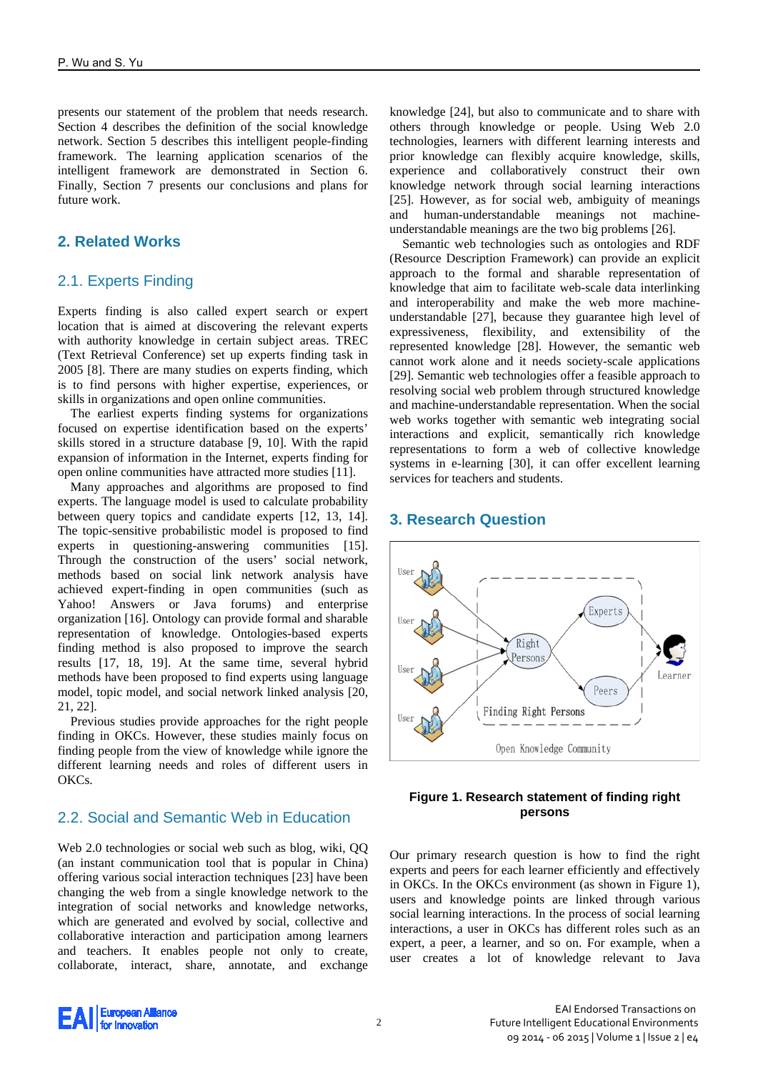presents our statement of the problem that needs research. Section 4 describes the definition of the social knowledge network. Section 5 describes this intelligent people-finding framework. The learning application scenarios of the intelligent framework are demonstrated in Section 6. Finally, Section 7 presents our conclusions and plans for future work.

## 2. Related Works

### 2.1. Experts Finding

Experts finding is also called expert search or expert location that is aimed at discovering the relevant experts with authority knowledge in certain subject areas. TREC (Text Retrieval Conference) set up experts finding task in 2005 [8]. There are many studies on experts finding, which is to find persons with higher expertise, experiences, or skills in organizations and open online communities.

The earliest experts finding systems for organizations focused on expertise identification based on the experts' skills stored in a structure database [9, 10]. With the rapid expansion of information in the Internet, experts finding for open online communities have attracted more studies [11].

Many approaches and algorithms are proposed to find experts. The language model is used to calculate probability between query topics and candidate experts [12, 13, 14]. The topic-sensitive probabilistic model is proposed to find experts in questioning-answering communities [15]. Through the construction of the users' social network, methods based on social link network analysis have achieved expert-finding in open communities (such as Yahoo! Answers or Java forums) and enterprise organization [16]. Ontology can provide formal and sharable representation of knowledge. Ontologies-based experts finding method is also proposed to improve the search results [17, 18, 19]. At the same time, several hybrid methods have been proposed to find experts using language model, topic model, and social network linked analysis [20, 21, 22].

Previous studies provide approaches for the right people finding in OKCs. However, these studies mainly focus on finding people from the view of knowledge while ignore the different learning needs and roles of different users in OKCs.

### 2.2. Social and Semantic Web in Education

Web 2.0 technologies or social web such as blog, wiki, QQ (an instant communication tool that is popular in China) offering various social interaction techniques [23] have been changing the web from a single knowledge network to the integration of social networks and knowledge networks, which are generated and evolved by social, collective and collaborative interaction and participation among learners and teachers. It enables people not only to create, collaborate, interact, share, annotate, and exchange knowledge [24], but also to communicate and to share with others through knowledge or people. Using Web 2.0 technologies, learners with different learning interests and prior knowledge can flexibly acquire knowledge, skills, experience and collaboratively construct their own knowledge network through social learning interactions [25]. However, as for social web, ambiguity of meanings and human-understandable meanings not machine-understandable meanings are the two big problems [26].

Semantic web technologies such as ontologies and RDF (Resource Description Framework) can provide an explicit approach to the formal and sharable representation of knowledge that aim to facilitate web-scale data interlinking and interoperability and make the web more machine-understandable [27], because they guarantee high level of expressiveness, flexibility, and extensibility of the represented knowledge [28]. However, the semantic web cannot work alone and it needs society-scale applications [29]. Semantic web technologies offer a feasible approach to resolving social web problem through structured knowledge and machine-understandable representation. When the social web works together with semantic web integrating social interactions and explicit, semantically rich knowledge representations to form a web of collective knowledge systems in e-learning [30], it can offer excellent learning services for teachers and students.

## 3. Research Question

User
User
User
User
Right Persons
Experts
Peers
Learner
Finding Right Persons
Open Knowledge Community

**Figure 1. Research statement of finding right persons**

Our primary research question is how to find the right experts and peers for each learner efficiently and effectively in OKCs. In the OKCs environment (as shown in Figure 1), users and knowledge points are linked through various social learning interactions. In the process of social learning interactions, a user in OKCs has different roles such as an expert, a peer, a learner, and so on. For example, when a user creates a lot of knowledge relevant to Java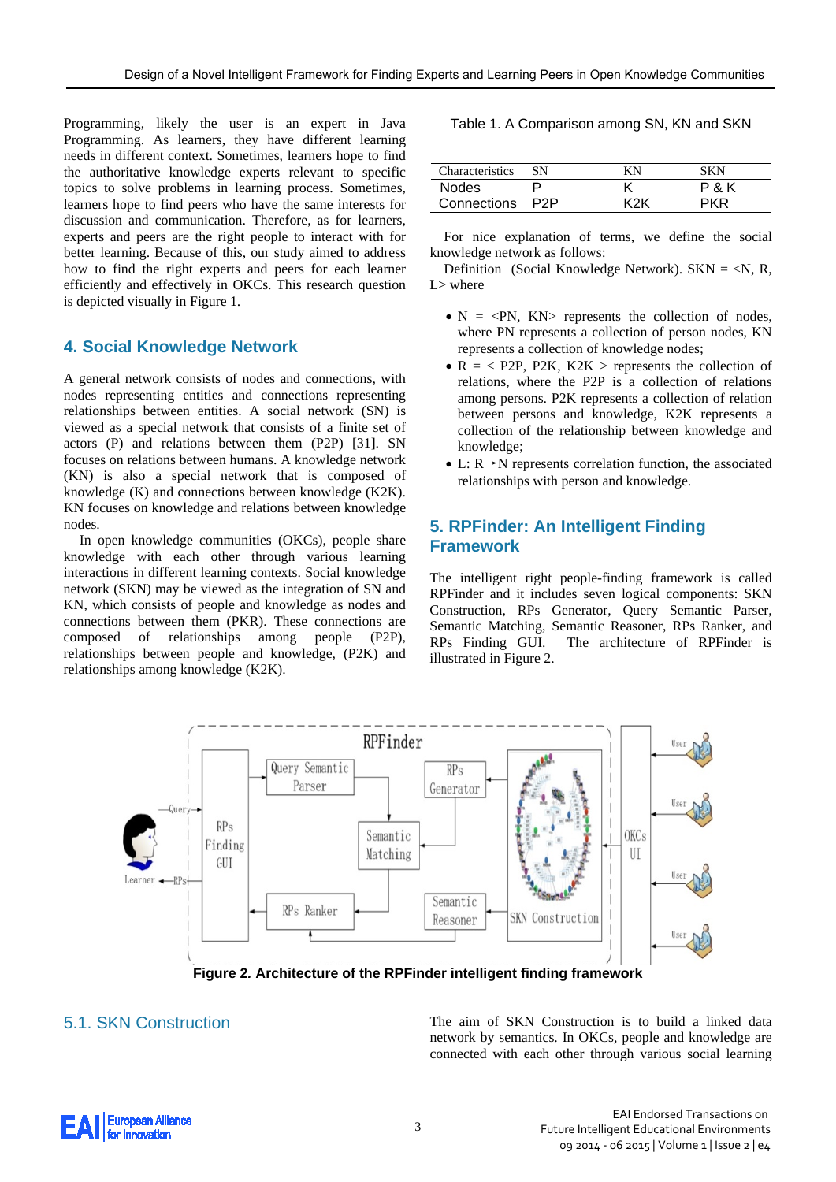Programming, likely the user is an expert in Java Programming. As learners, they have different learning needs in different context. Sometimes, learners hope to find the authoritative knowledge experts relevant to specific topics to solve problems in learning process. Sometimes, learners hope to find peers who have the same interests for discussion and communication. Therefore, as for learners, experts and peers are the right people to interact with for better learning. Because of this, our study aimed to address how to find the right experts and peers for each learner efficiently and effectively in OKCs. This research question is depicted visually in Figure 1.

## 4. Social Knowledge Network

A general network consists of nodes and connections, with nodes representing entities and connections representing relationships between entities. A social network (SN) is viewed as a special network that consists of a finite set of actors (P) and relations between them (P2P) [31]. SN focuses on relations between humans. A knowledge network (KN) is also a special network that is composed of knowledge (K) and connections between knowledge (K2K). KN focuses on knowledge and relations between knowledge nodes.

In open knowledge communities (OKCs), people share knowledge with each other through various learning interactions in different learning contexts. Social knowledge network (SKN) may be viewed as the integration of SN and KN, which consists of people and knowledge as nodes and connections between them (PKR). These connections are composed of relationships among people (P2P), relationships between people and knowledge, (P2K) and relationships among knowledge (K2K).

Table 1. A Comparison among SN, KN and SKN

| Characteristics | SN | KN | SKN |
|---|---|---|---|
| Nodes | P | K | P & K |
| Connections | P2P | K2K | PKR |

For nice explanation of terms, we define the social knowledge network as follows:

Definition (Social Knowledge Network). SKN = <N, R, L> where

- N = <PN, KN> represents the collection of nodes, where PN represents a collection of person nodes, KN represents a collection of knowledge nodes;
- R = < P2P, P2K, K2K > represents the collection of relations, where the P2P is a collection of relations among persons. P2K represents a collection of relation between persons and knowledge, K2K represents a collection of the relationship between knowledge and knowledge;
- L: R→N represents correlation function, the associated relationships with person and knowledge.

## 5. RPFinder: An Intelligent Finding Framework

The intelligent right people-finding framework is called RPFinder and it includes seven logical components: SKN Construction, RPs Generator, Query Semantic Parser, Semantic Matching, Semantic Reasoner, RPs Ranker, and RPs Finding GUI. The architecture of RPFinder is illustrated in Figure 2.

RPFinder
Query Semantic Parser
RPs Generator
Query
Learner
RPs
RPs Finding GUI
Semantic Matching
Semantic Reasoner
RPs Ranker
SKN Construction
OKCs UI
User
User
User
User

**Figure 2. Architecture of the RPFinder intelligent finding framework**

### 5.1. SKN Construction

The aim of SKN Construction is to build a linked data network by semantics. In OKCs, people and knowledge are connected with each other through various social learning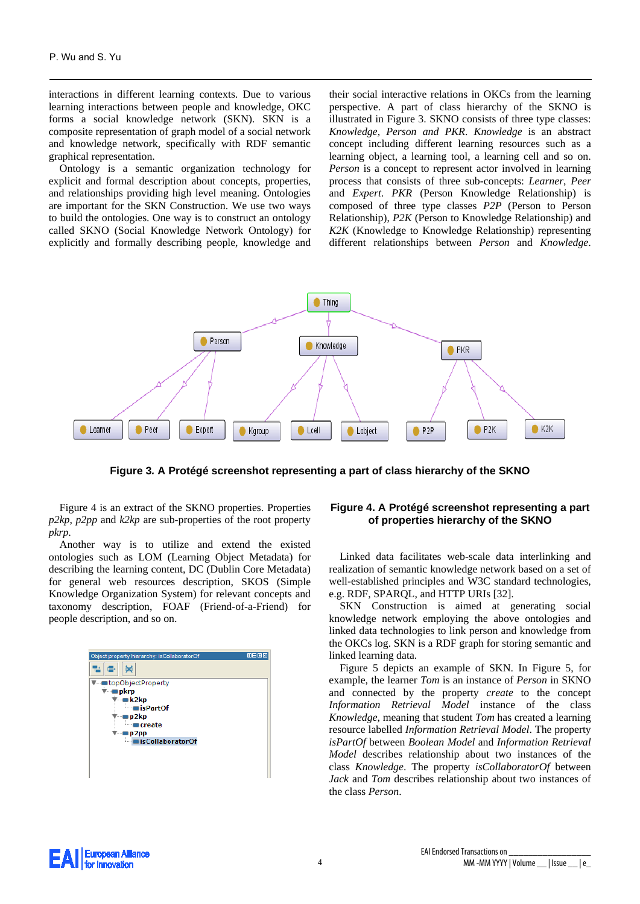interactions in different learning contexts. Due to various learning interactions between people and knowledge, OKC forms a social knowledge network (SKN). SKN is a composite representation of graph model of a social network and knowledge network, specifically with RDF semantic graphical representation.

Ontology is a semantic organization technology for explicit and formal description about concepts, properties, and relationships providing high level meaning. Ontologies are important for the SKN Construction. We use two ways to build the ontologies. One way is to construct an ontology called SKNO (Social Knowledge Network Ontology) for explicitly and formally describing people, knowledge and their social interactive relations in OKCs from the learning perspective. A part of class hierarchy of the SKNO is illustrated in Figure 3. SKNO consists of three type classes: *Knowledge*, *Person and PKR*. *Knowledge* is an abstract concept including different learning resources such as a learning object, a learning tool, a learning cell and so on. *Person* is a concept to represent actor involved in learning process that consists of three sub-concepts: *Learner*, *Peer* and *Expert*. *PKR* (Person Knowledge Relationship) is composed of three type classes *P2P* (Person to Person Relationship), *P2K* (Person to Knowledge Relationship) and *K2K* (Knowledge to Knowledge Relationship) representing different relationships between *Person* and *Knowledge*.

Thing
Person
Knowledge
PKR
Learner
Peer
Expert
Kgroup
Lcell
Lobject
P2P
P2K
K2K

**Figure 3. A Protégé screenshot representing a part of class hierarchy of the SKNO**

Figure 4 is an extract of the SKNO properties. Properties *p2kp*, *p2pp* and *k2kp* are sub-properties of the root property *pkrp*.

Another way is to utilize and extend the existed ontologies such as LOM (Learning Object Metadata) for describing the learning content, DC (Dublin Core Metadata) for general web resources description, SKOS (Simple Knowledge Organization System) for relevant concepts and taxonomy description, FOAF (Friend-of-a-Friend) for people description, and so on.

Object property hierarchy: isCollaboratorOf
topObjectProperty
pkrp
k2kp
isPartOf
p2kp
create
p2pp
isCollaboratorOf

**Figure 4. A Protégé screenshot representing a part of properties hierarchy of the SKNO**

Linked data facilitates web-scale data interlinking and realization of semantic knowledge network based on a set of well-established principles and W3C standard technologies, e.g. RDF, SPARQL, and HTTP URIs [32].

SKN Construction is aimed at generating social knowledge network employing the above ontologies and linked data technologies to link person and knowledge from the OKCs log. SKN is a RDF graph for storing semantic and linked learning data.

Figure 5 depicts an example of SKN. In Figure 5, for example, the learner *Tom* is an instance of *Person* in SKNO and connected by the property *create* to the concept *Information Retrieval Model* instance of the class *Knowledge*, meaning that student *Tom* has created a learning resource labelled *Information Retrieval Model*. The property *isPartOf* between *Boolean Model* and *Information Retrieval Model* describes relationship about two instances of the class *Knowledge*. The property *isCollaboratorOf* between *Jack* and *Tom* describes relationship about two instances of the class *Person*.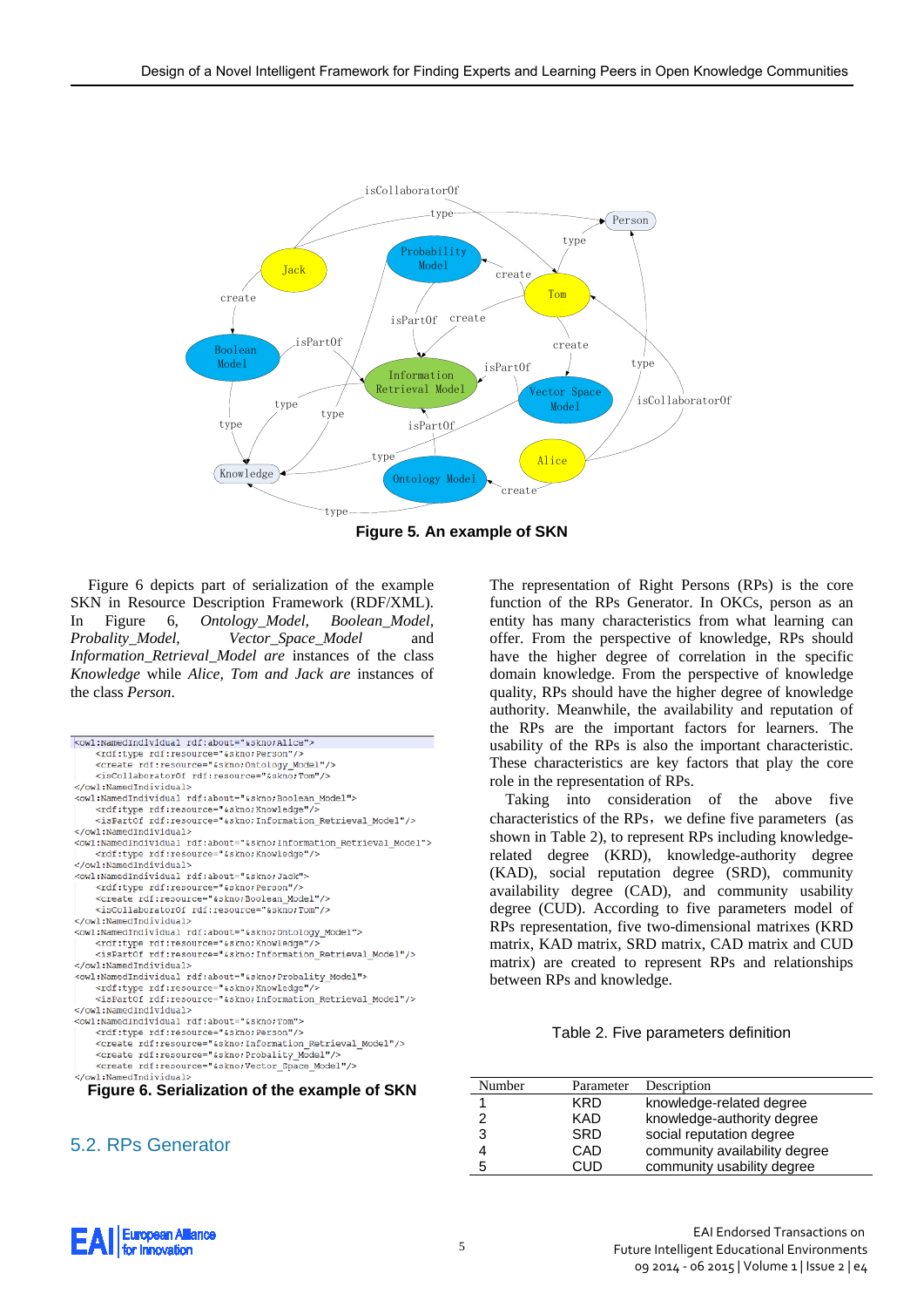**Figure 5. An example of SKN**

Figure 6 depicts part of serialization of the example SKN in Resource Description Framework (RDF/XML). In Figure 6, *Ontology_Model, Boolean_Model, Probality_Model, Vector_Space_Model* and *Information_Retrieval_Model are* instances of the class *Knowledge* while *Alice, Tom and Jack are* instances of the class *Person*.

```
<owl:NamedIndividual rdf:about="&skno;Alice">
    <rdf:type rdf:resource="&skno;Person"/>
    <create rdf:resource="&skno;Ontology_Model"/>
    <isCollaboratorOf rdf:resource="&skno;Tom"/>
</owl:NamedIndividual>
<owl:NamedIndividual rdf:about="&skno;Boolean_Model">
    <rdf:type rdf:resource="&skno;Knowledge"/>
    <isPartOf rdf:resource="&skno;Information_Retrieval_Model"/>
</owl:NamedIndividual>
<owl:NamedIndividual rdf:about="&skno;Information_Retrieval_Model">
    <rdf:type rdf:resource="&skno;Knowledge"/>
</owl:NamedIndividual>
<owl:NamedIndividual rdf:about="&skno;Jack">
    <rdf:type rdf:resource="&skno;Person"/>
    <create rdf:resource="&skno;Boolean_Model"/>
    <isCollaboratorOf rdf:resource="&skno;Tom"/>
</owl:NamedIndividual>
<owl:NamedIndividual rdf:about="&skno;Ontology_Model">
    <rdf:type rdf:resource="&skno;Knowledge"/>
    <isPartOf rdf:resource="&skno;Information_Retrieval_Model"/>
</owl:NamedIndividual>
<owl:NamedIndividual rdf:about="&skno;Probality_Model">
    <rdf:type rdf:resource="&skno;Knowledge"/>
    <isPartOf rdf:resource="&skno;Information_Retrieval_Model"/>
</owl:NamedIndividual>
<owl:NamedIndividual rdf:about="&skno;Tom">
    <rdf:type rdf:resource="&skno;Person"/>
    <create rdf:resource="&skno;Information_Retrieval_Model"/>
    <create rdf:resource="&skno;Probality_Model"/>
    <create rdf:resource="&skno;Vector_Space_Model"/>
</owl:NamedIndividual>
```

**Figure 6. Serialization of the example of SKN**

## 5.2. RPs Generator

The representation of Right Persons (RPs) is the core function of the RPs Generator. In OKCs, person as an entity has many characteristics from what learning can offer. From the perspective of knowledge, RPs should have the higher degree of correlation in the specific domain knowledge. From the perspective of knowledge quality, RPs should have the higher degree of knowledge authority. Meanwhile, the availability and reputation of the RPs are the important factors for learners. The usability of the RPs is also the important characteristic. These characteristics are key factors that play the core role in the representation of RPs.

Taking into consideration of the above five characteristics of the RPs, we define five parameters (as shown in Table 2), to represent RPs including knowledge-related degree (KRD), knowledge-authority degree (KAD), social reputation degree (SRD), community availability degree (CAD), and community usability degree (CUD). According to five parameters model of RPs representation, five two-dimensional matrixes (KRD matrix, KAD matrix, SRD matrix, CAD matrix and CUD matrix) are created to represent RPs and relationships between RPs and knowledge.

Table 2. Five parameters definition

| Number | Parameter | Description |
|---|---|---|
| 1 | KRD | knowledge-related degree |
| 2 | KAD | knowledge-authority degree |
| 3 | SRD | social reputation degree |
| 4 | CAD | community availability degree |
| 5 | CUD | community usability degree |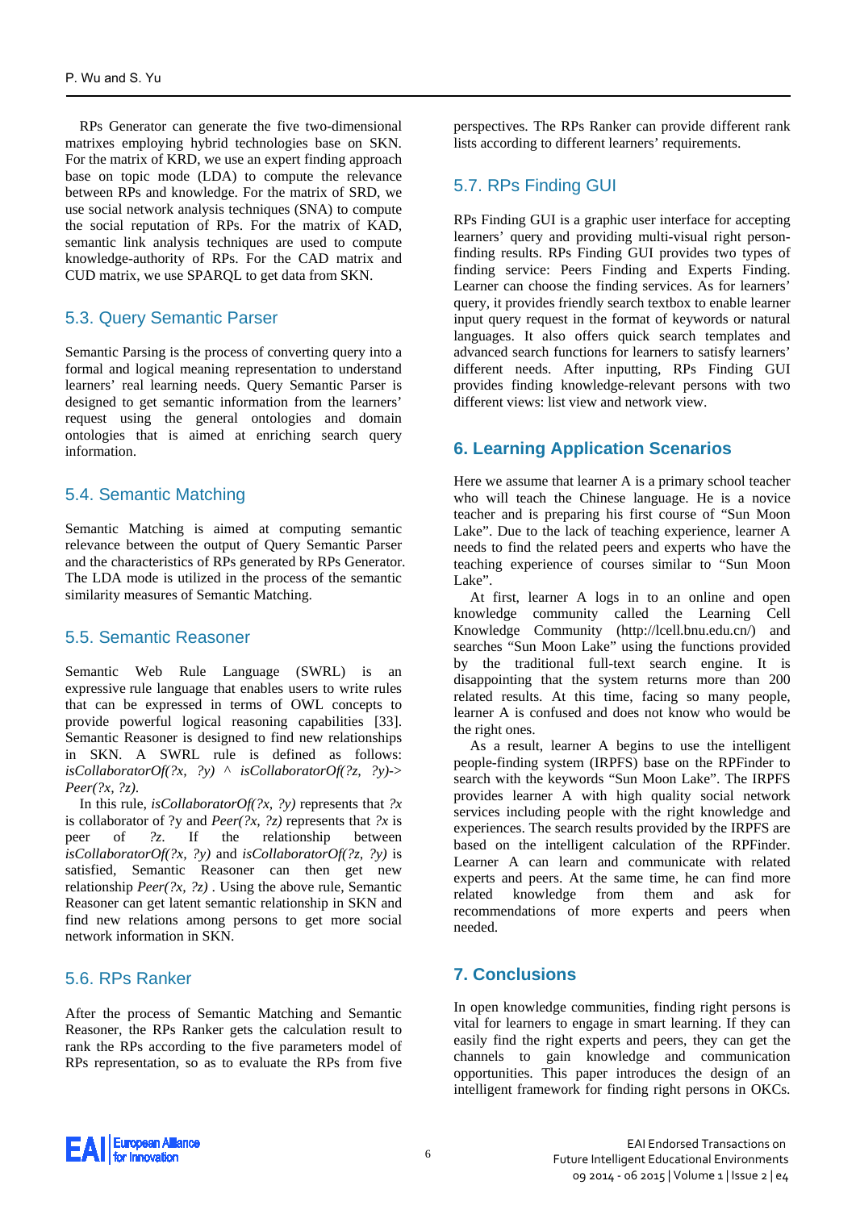RPs Generator can generate the five two-dimensional matrixes employing hybrid technologies base on SKN. For the matrix of KRD, we use an expert finding approach base on topic mode (LDA) to compute the relevance between RPs and knowledge. For the matrix of SRD, we use social network analysis techniques (SNA) to compute the social reputation of RPs. For the matrix of KAD, semantic link analysis techniques are used to compute knowledge-authority of RPs. For the CAD matrix and CUD matrix, we use SPARQL to get data from SKN.

## 5.3. Query Semantic Parser

Semantic Parsing is the process of converting query into a formal and logical meaning representation to understand learners' real learning needs. Query Semantic Parser is designed to get semantic information from the learners' request using the general ontologies and domain ontologies that is aimed at enriching search query information.

## 5.4. Semantic Matching

Semantic Matching is aimed at computing semantic relevance between the output of Query Semantic Parser and the characteristics of RPs generated by RPs Generator. The LDA mode is utilized in the process of the semantic similarity measures of Semantic Matching.

## 5.5. Semantic Reasoner

Semantic Web Rule Language (SWRL) is an expressive rule language that enables users to write rules that can be expressed in terms of OWL concepts to provide powerful logical reasoning capabilities [33]. Semantic Reasoner is designed to find new relationships in SKN. A SWRL rule is defined as follows: *isCollaboratorOf(?x, ?y)* ^ *isCollaboratorOf(?z, ?y)-> Peer(?x, ?z)*.

In this rule, *isCollaboratorOf(?x, ?y)* represents that *?x* is collaborator of ?y and *Peer(?x, ?z)* represents that *?x* is peer of *?z*. If the relationship between *isCollaboratorOf(?x, ?y)* and *isCollaboratorOf(?z, ?y)* is satisfied, Semantic Reasoner can then get new relationship *Peer(?x, ?z)* . Using the above rule, Semantic Reasoner can get latent semantic relationship in SKN and find new relations among persons to get more social network information in SKN.

## 5.6. RPs Ranker

After the process of Semantic Matching and Semantic Reasoner, the RPs Ranker gets the calculation result to rank the RPs according to the five parameters model of RPs representation, so as to evaluate the RPs from five perspectives. The RPs Ranker can provide different rank lists according to different learners' requirements.

## 5.7. RPs Finding GUI

RPs Finding GUI is a graphic user interface for accepting learners' query and providing multi-visual right person-finding results. RPs Finding GUI provides two types of finding service: Peers Finding and Experts Finding. Learner can choose the finding services. As for learners' query, it provides friendly search textbox to enable learner input query request in the format of keywords or natural languages. It also offers quick search templates and advanced search functions for learners to satisfy learners' different needs. After inputting, RPs Finding GUI provides finding knowledge-relevant persons with two different views: list view and network view.

# 6. Learning Application Scenarios

Here we assume that learner A is a primary school teacher who will teach the Chinese language. He is a novice teacher and is preparing his first course of "Sun Moon Lake". Due to the lack of teaching experience, learner A needs to find the related peers and experts who have the teaching experience of courses similar to "Sun Moon Lake".

At first, learner A logs in to an online and open knowledge community called the Learning Cell Knowledge Community (http://lcell.bnu.edu.cn/) and searches "Sun Moon Lake" using the functions provided by the traditional full-text search engine. It is disappointing that the system returns more than 200 related results. At this time, facing so many people, learner A is confused and does not know who would be the right ones.

As a result, learner A begins to use the intelligent people-finding system (IRPFS) base on the RPFinder to search with the keywords "Sun Moon Lake". The IRPFS provides learner A with high quality social network services including people with the right knowledge and experiences. The search results provided by the IRPFS are based on the intelligent calculation of the RPFinder. Learner A can learn and communicate with related experts and peers. At the same time, he can find more related knowledge from them and ask for recommendations of more experts and peers when needed.

# 7. Conclusions

In open knowledge communities, finding right persons is vital for learners to engage in smart learning. If they can easily find the right experts and peers, they can get the channels to gain knowledge and communication opportunities. This paper introduces the design of an intelligent framework for finding right persons in OKCs.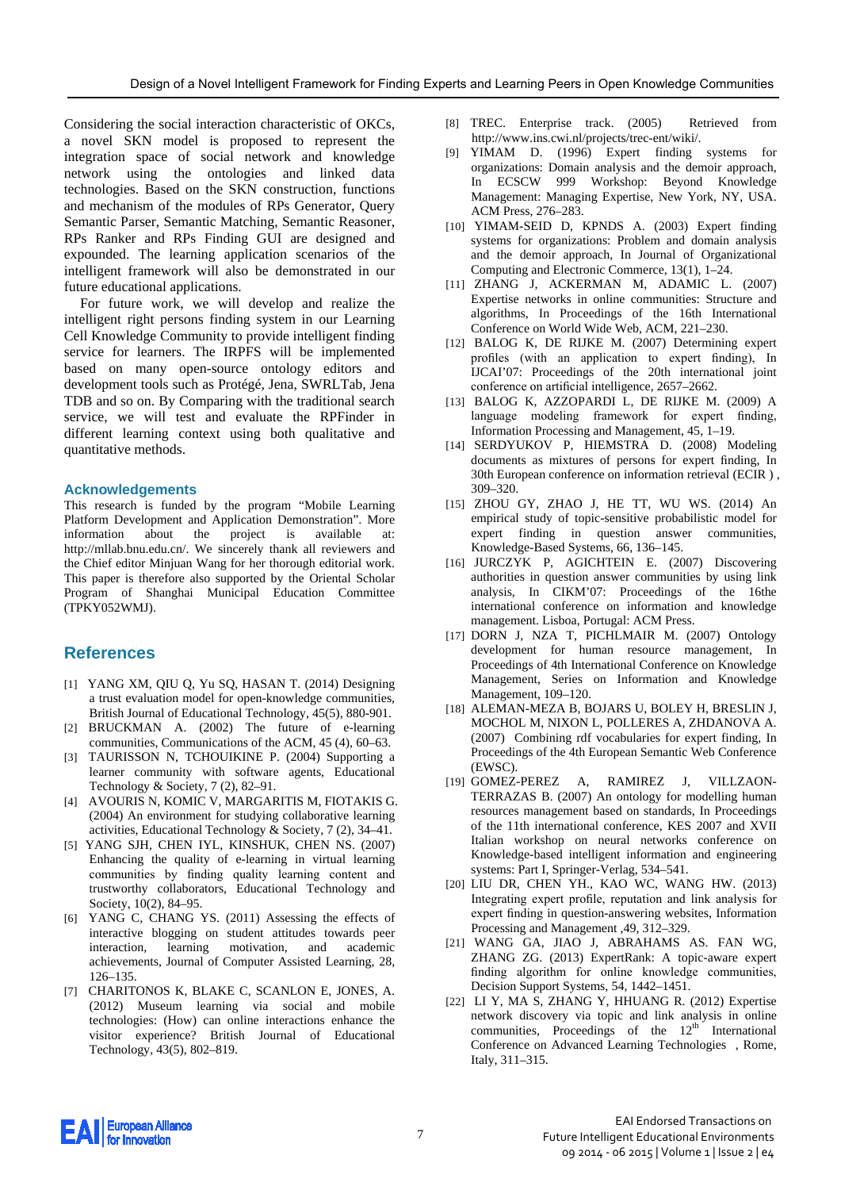Considering the social interaction characteristic of OKCs, a novel SKN model is proposed to represent the integration space of social network and knowledge network using the ontologies and linked data technologies. Based on the SKN construction, functions and mechanism of the modules of RPs Generator, Query Semantic Parser, Semantic Matching, Semantic Reasoner, RPs Ranker and RPs Finding GUI are designed and expounded. The learning application scenarios of the intelligent framework will also be demonstrated in our future educational applications.

For future work, we will develop and realize the intelligent right persons finding system in our Learning Cell Knowledge Community to provide intelligent finding service for learners. The IRPFS will be implemented based on many open-source ontology editors and development tools such as Protégé, Jena, SWRLTab, Jena TDB and so on. By Comparing with the traditional search service, we will test and evaluate the RPFinder in different learning context using both qualitative and quantitative methods.

### Acknowledgements

This research is funded by the program "Mobile Learning Platform Development and Application Demonstration". More information about the project is available at: http://mllab.bnu.edu.cn/. We sincerely thank all reviewers and the Chief editor Minjuan Wang for her thorough editorial work. This paper is therefore also supported by the Oriental Scholar Program of Shanghai Municipal Education Committee (TPKY052WMJ).

## References

[1] YANG XM, QIU Q, Yu SQ, HASAN T. (2014) Designing a trust evaluation model for open-knowledge communities, British Journal of Educational Technology, 45(5), 880-901.

[2] BRUCKMAN A. (2002) The future of e-learning communities, Communications of the ACM, 45 (4), 60–63.

[3] TAURISSON N, TCHOUIKINE P. (2004) Supporting a learner community with software agents, Educational Technology & Society, 7 (2), 82–91.

[4] AVOURIS N, KOMIC V, MARGARITIS M, FIOTAKIS G. (2004) An environment for studying collaborative learning activities, Educational Technology & Society, 7 (2), 34–41.

[5] YANG SJH, CHEN IYL, KINSHUK, CHEN NS. (2007) Enhancing the quality of e-learning in virtual learning communities by finding quality learning content and trustworthy collaborators, Educational Technology and Society, 10(2), 84–95.

[6] YANG C, CHANG YS. (2011) Assessing the effects of interactive blogging on student attitudes towards peer interaction, learning motivation, and academic achievements, Journal of Computer Assisted Learning, 28, 126–135.

[7] CHARITONOS K, BLAKE C, SCANLON E, JONES, A. (2012) Museum learning via social and mobile technologies: (How) can online interactions enhance the visitor experience? British Journal of Educational Technology, 43(5), 802–819.

[8] TREC. Enterprise track. (2005) Retrieved from http://www.ins.cwi.nl/projects/trec-ent/wiki/.

[9] YIMAM D. (1996) Expert finding systems for organizations: Domain analysis and the demoir approach, In ECSCW 999 Workshop: Beyond Knowledge Management: Managing Expertise, New York, NY, USA. ACM Press, 276–283.

[10] YIMAM-SEID D, KPNDS A. (2003) Expert finding systems for organizations: Problem and domain analysis and the demoir approach, In Journal of Organizational Computing and Electronic Commerce, 13(1), 1–24.

[11] ZHANG J, ACKERMAN M, ADAMIC L. (2007) Expertise networks in online communities: Structure and algorithms, In Proceedings of the 16th International Conference on World Wide Web, ACM, 221–230.

[12] BALOG K, DE RIJKE M. (2007) Determining expert profiles (with an application to expert finding), In IJCAI'07: Proceedings of the 20th international joint conference on artificial intelligence, 2657–2662.

[13] BALOG K, AZZOPARDI L, DE RIJKE M. (2009) A language modeling framework for expert finding, Information Processing and Management, 45, 1–19.

[14] SERDYUKOV P, HIEMSTRA D. (2008) Modeling documents as mixtures of persons for expert finding, In 30th European conference on information retrieval (ECIR ), 309–320.

[15] ZHOU GY, ZHAO J, HE TT, WU WS. (2014) An empirical study of topic-sensitive probabilistic model for expert finding in question answer communities, Knowledge-Based Systems, 66, 136–145.

[16] JURCZYK P, AGICHTEIN E. (2007) Discovering authorities in question answer communities by using link analysis, In CIKM'07: Proceedings of the 16the international conference on information and knowledge management. Lisboa, Portugal: ACM Press.

[17] DORN J, NZA T, PICHLMAIR M. (2007) Ontology development for human resource management, In Proceedings of 4th International Conference on Knowledge Management, Series on Information and Knowledge Management, 109–120.

[18] ALEMAN-MEZA B, BOJARS U, BOLEY H, BRESLIN J, MOCHOL M, NIXON L, POLLERES A, ZHDANOVA A. (2007) Combining rdf vocabularies for expert finding, In Proceedings of the 4th European Semantic Web Conference (EWSC).

[19] GOMEZ-PEREZ A, RAMIREZ J, VILLZAON-TERRAZAS B. (2007) An ontology for modelling human resources management based on standards, In Proceedings of the 11th international conference, KES 2007 and XVII Italian workshop on neural networks conference on Knowledge-based intelligent information and engineering systems: Part I, Springer-Verlag, 534–541.

[20] LIU DR, CHEN YH., KAO WC, WANG HW. (2013) Integrating expert profile, reputation and link analysis for expert finding in question-answering websites, Information Processing and Management ,49, 312–329.

[21] WANG GA, JIAO J, ABRAHAMS AS. FAN WG, ZHANG ZG. (2013) ExpertRank: A topic-aware expert finding algorithm for online knowledge communities, Decision Support Systems, 54, 1442–1451.

[22] LI Y, MA S, ZHANG Y, HHUANG R. (2012) Expertise network discovery via topic and link analysis in online communities, Proceedings of the 12th International Conference on Advanced Learning Technologies , Rome, Italy, 311–315.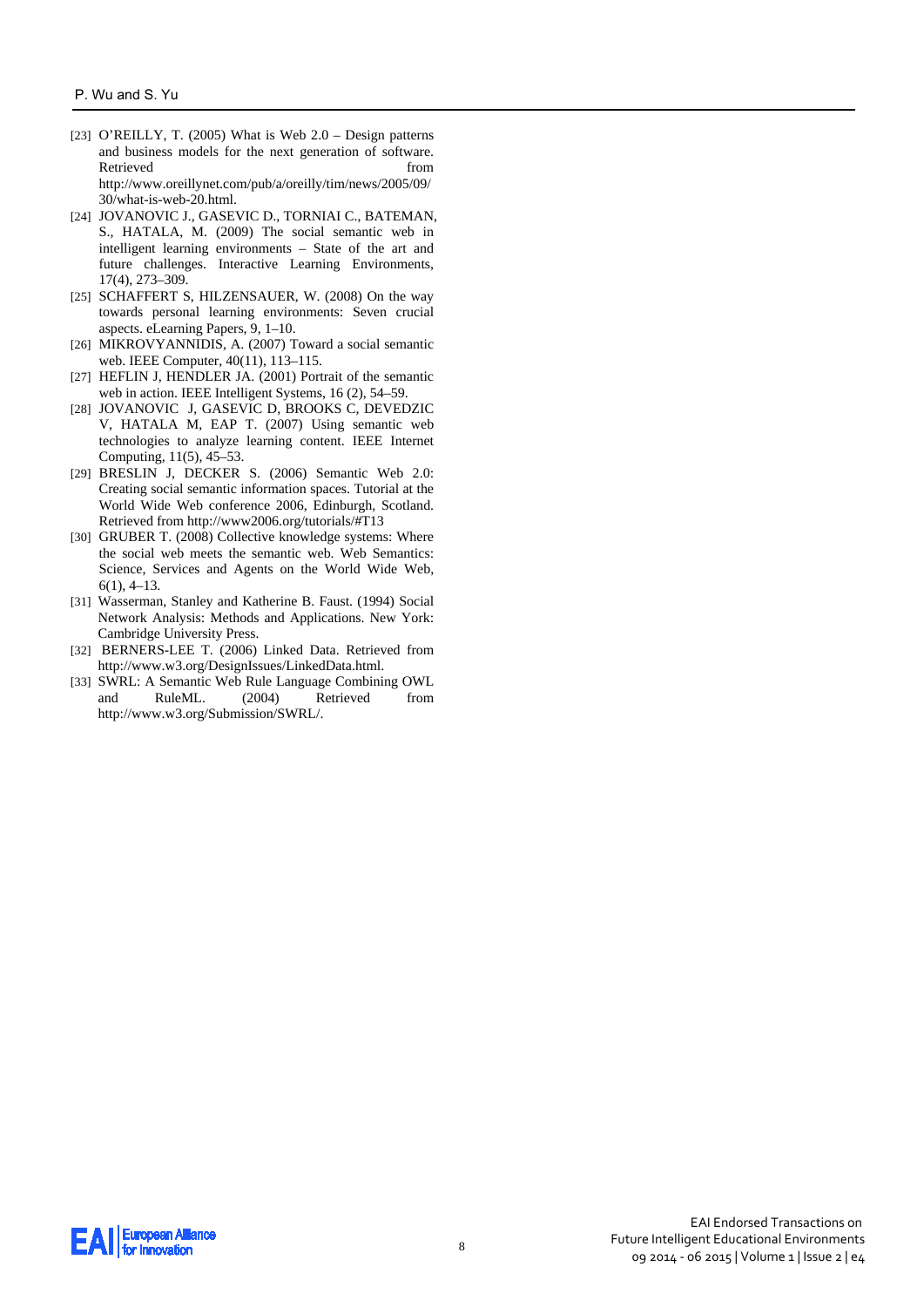[23] O'REILLY, T. (2005) What is Web 2.0 – Design patterns and business models for the next generation of software. Retrieved from http://www.oreillynet.com/pub/a/oreilly/tim/news/2005/09/30/what-is-web-20.html.

[24] JOVANOVIC J., GASEVIC D., TORNIAI C., BATEMAN, S., HATALA, M. (2009) The social semantic web in intelligent learning environments – State of the art and future challenges. Interactive Learning Environments, 17(4), 273–309.

[25] SCHAFFERT S, HILZENSAUER, W. (2008) On the way towards personal learning environments: Seven crucial aspects. eLearning Papers, 9, 1–10.

[26] MIKROVYANNIDIS, A. (2007) Toward a social semantic web. IEEE Computer, 40(11), 113–115.

[27] HEFLIN J, HENDLER JA. (2001) Portrait of the semantic web in action. IEEE Intelligent Systems, 16 (2), 54–59.

[28] JOVANOVIC J, GASEVIC D, BROOKS C, DEVEDZIC V, HATALA M, EAP T. (2007) Using semantic web technologies to analyze learning content. IEEE Internet Computing, 11(5), 45–53.

[29] BRESLIN J, DECKER S. (2006) Semantic Web 2.0: Creating social semantic information spaces. Tutorial at the World Wide Web conference 2006, Edinburgh, Scotland. Retrieved from http://www2006.org/tutorials/#T13

[30] GRUBER T. (2008) Collective knowledge systems: Where the social web meets the semantic web. Web Semantics: Science, Services and Agents on the World Wide Web, 6(1), 4–13.

[31] Wasserman, Stanley and Katherine B. Faust. (1994) Social Network Analysis: Methods and Applications. New York: Cambridge University Press.

[32] BERNERS-LEE T. (2006) Linked Data. Retrieved from http://www.w3.org/DesignIssues/LinkedData.html.

[33] SWRL: A Semantic Web Rule Language Combining OWL and RuleML. (2004) Retrieved from http://www.w3.org/Submission/SWRL/.